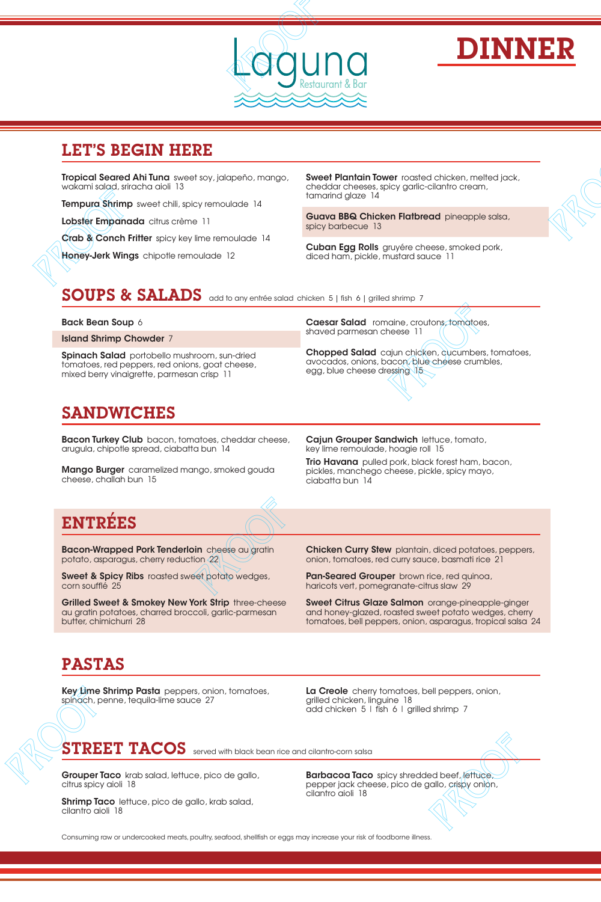# Laguna
Restaurant & Bar

# DINNER

## LET'S BEGIN HERE

**Tropical Seared Ahi Tuna** sweet soy, jalapeño, mango, wakami salad, sriracha aioli 13

**Tempura Shrimp** sweet chili, spicy remoulade 14

**Lobster Empanada** citrus crème 11

**Crab & Conch Fritter** spicy key lime remoulade 14

**Honey-Jerk Wings** chipotle remoulade 12

**Sweet Plantain Tower** roasted chicken, melted jack, cheddar cheeses, spicy garlic-cilantro cream, tamarind glaze 14

**Guava BBQ Chicken Flatbread** pineapple salsa, spicy barbecue 13

**Cuban Egg Rolls** gruyére cheese, smoked pork, diced ham, pickle, mustard sauce 11

## SOUPS & SALADS

add to any entrée salad chicken 5 | fish 6 | grilled shrimp 7

**Back Bean Soup** 6

**Island Shrimp Chowder** 7

**Spinach Salad** portobello mushroom, sun-dried tomatoes, red peppers, red onions, goat cheese, mixed berry vinaigrette, parmesan crisp 11

**Caesar Salad** romaine, croutons, tomatoes, shaved parmesan cheese 11

**Chopped Salad** cajun chicken, cucumbers, tomatoes, avocados, onions, bacon, blue cheese crumbles, egg, blue cheese dressing 15

## SANDWICHES

**Bacon Turkey Club** bacon, tomatoes, cheddar cheese, arugula, chipotle spread, ciabatta bun 14

**Mango Burger** caramelized mango, smoked gouda cheese, challah bun 15

**Cajun Grouper Sandwich** lettuce, tomato, key lime remoulade, hoagie roll 15

**Trio Havana** pulled pork, black forest ham, bacon, pickles, manchego cheese, pickle, spicy mayo, ciabatta bun 14

## ENTRÉES

**Bacon-Wrapped Pork Tenderloin** cheese au gratin potato, asparagus, cherry reduction 22

**Sweet & Spicy Ribs** roasted sweet potato wedges, corn soufflé 25

**Grilled Sweet & Smokey New York Strip** three-cheese au gratin potatoes, charred broccoli, garlic-parmesan butter, chimichurri 28

**Chicken Curry Stew** plantain, diced potatoes, peppers, onion, tomatoes, red curry sauce, basmati rice 21

**Pan-Seared Grouper** brown rice, red quinoa, haricots vert, pomegranate-citrus slaw 29

**Sweet Citrus Glaze Salmon** orange-pineapple-ginger and honey-glazed, roasted sweet potato wedges, cherry tomatoes, bell peppers, onion, asparagus, tropical salsa 24

## PASTAS

**Key Lime Shrimp Pasta** peppers, onion, tomatoes, spinach, penne, tequila-lime sauce 27

**La Creole** cherry tomatoes, bell peppers, onion, grilled chicken, linguine 18
add chicken 5 | fish 6 | grilled shrimp 7

## STREET TACOS

served with black bean rice and cilantro-corn salsa

**Grouper Taco** krab salad, lettuce, pico de gallo, citrus spicy aioli 18

**Shrimp Taco** lettuce, pico de gallo, krab salad, cilantro aioli 18

**Barbacoa Taco** spicy shredded beef, lettuce, pepper jack cheese, pico de gallo, crispy onion, cilantro aioli 18

Consuming raw or undercooked meats, poultry, seafood, shellfish or eggs may increase your risk of foodborne illness.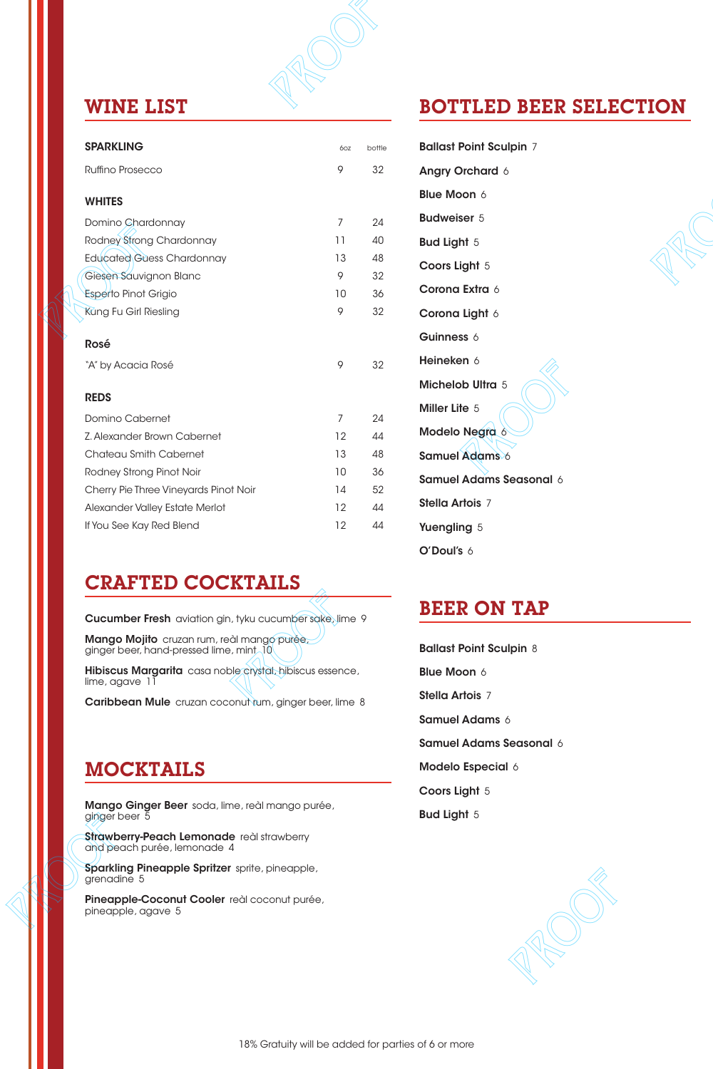## WINE LIST

| SPARKLING | 6oz | bottle |
|---|---|---|
| Ruffino Prosecco | 9 | 32 |
| **WHITES** | | |
| Domino Chardonnay | 7 | 24 |
| Rodney Strong Chardonnay | 11 | 40 |
| Educated Guess Chardonnay | 13 | 48 |
| Giesen Sauvignon Blanc | 9 | 32 |
| Esperto Pinot Grigio | 10 | 36 |
| Kung Fu Girl Riesling | 9 | 32 |
| **Rosé** | | |
| "A" by Acacia Rosé | 9 | 32 |
| **REDS** | | |
| Domino Cabernet | 7 | 24 |
| Z. Alexander Brown Cabernet | 12 | 44 |
| Chateau Smith Cabernet | 13 | 48 |
| Rodney Strong Pinot Noir | 10 | 36 |
| Cherry Pie Three Vineyards Pinot Noir | 14 | 52 |
| Alexander Valley Estate Merlot | 12 | 44 |
| If You See Kay Red Blend | 12 | 44 |

## CRAFTED COCKTAILS

**Cucumber Fresh** aviation gin, tyku cucumber sake, lime 9

**Mango Mojito** cruzan rum, reàl mango purée, ginger beer, hand-pressed lime, mint 10

**Hibiscus Margarita** casa noble crystal, hibiscus essence, lime, agave 11

**Caribbean Mule** cruzan coconut rum, ginger beer, lime 8

## MOCKTAILS

**Mango Ginger Beer** soda, lime, reàl mango purée, ginger beer 5

**Strawberry-Peach Lemonade** reàl strawberry and peach purée, lemonade 4

**Sparkling Pineapple Spritzer** sprite, pineapple, grenadine 5

**Pineapple-Coconut Cooler** reàl coconut purée, pineapple, agave 5

## BOTTLED BEER SELECTION

**Ballast Point Sculpin** 7

**Angry Orchard** 6

**Blue Moon** 6

**Budweiser** 5

**Bud Light** 5

**Coors Light** 5

**Corona Extra** 6

**Corona Light** 6

**Guinness** 6

**Heineken** 6

**Michelob Ultra** 5

**Miller Lite** 5

**Modelo Negra** 6

**Samuel Adams** 6

**Samuel Adams Seasonal** 6

**Stella Artois** 7

**Yuengling** 5

**O'Doul's** 6

## BEER ON TAP

**Ballast Point Sculpin** 8

**Blue Moon** 6

**Stella Artois** 7

**Samuel Adams** 6

**Samuel Adams Seasonal** 6

**Modelo Especial** 6

**Coors Light** 5

**Bud Light** 5

18% Gratuity will be added for parties of 6 or more